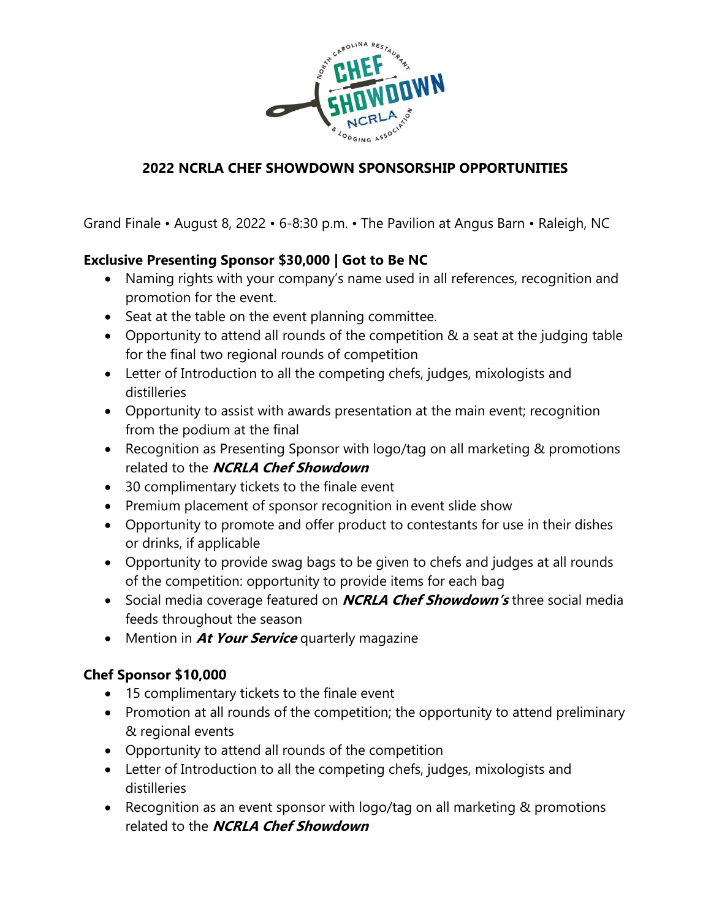## 2022 NCRLA CHEF SHOWDOWN SPONSORSHIP OPPORTUNITIES

Grand Finale • August 8, 2022 • 6-8:30 p.m. • The Pavilion at Angus Barn • Raleigh, NC

**Exclusive Presenting Sponsor $30,000 | Got to Be NC**

- Naming rights with your company's name used in all references, recognition and promotion for the event.
- Seat at the table on the event planning committee.
- Opportunity to attend all rounds of the competition & a seat at the judging table for the final two regional rounds of competition
- Letter of Introduction to all the competing chefs, judges, mixologists and distilleries
- Opportunity to assist with awards presentation at the main event; recognition from the podium at the final
- Recognition as Presenting Sponsor with logo/tag on all marketing & promotions related to the ***NCRLA Chef Showdown***
- 30 complimentary tickets to the finale event
- Premium placement of sponsor recognition in event slide show
- Opportunity to promote and offer product to contestants for use in their dishes or drinks, if applicable
- Opportunity to provide swag bags to be given to chefs and judges at all rounds of the competition: opportunity to provide items for each bag
- Social media coverage featured on ***NCRLA Chef Showdown's*** three social media feeds throughout the season
- Mention in ***At Your Service*** quarterly magazine

**Chef Sponsor $10,000**

- 15 complimentary tickets to the finale event
- Promotion at all rounds of the competition; the opportunity to attend preliminary & regional events
- Opportunity to attend all rounds of the competition
- Letter of Introduction to all the competing chefs, judges, mixologists and distilleries
- Recognition as an event sponsor with logo/tag on all marketing & promotions related to the ***NCRLA Chef Showdown***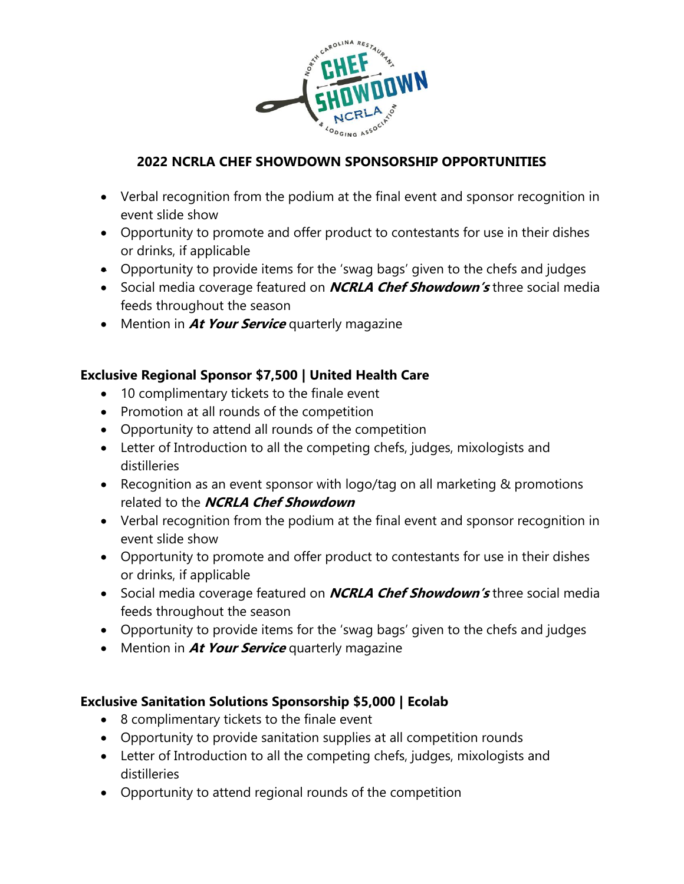## 2022 NCRLA CHEF SHOWDOWN SPONSORSHIP OPPORTUNITIES

- Verbal recognition from the podium at the final event and sponsor recognition in event slide show
- Opportunity to promote and offer product to contestants for use in their dishes or drinks, if applicable
- Opportunity to provide items for the 'swag bags' given to the chefs and judges
- Social media coverage featured on ***NCRLA Chef Showdown's*** three social media feeds throughout the season
- Mention in ***At Your Service*** quarterly magazine

**Exclusive Regional Sponsor $7,500 | United Health Care**

- 10 complimentary tickets to the finale event
- Promotion at all rounds of the competition
- Opportunity to attend all rounds of the competition
- Letter of Introduction to all the competing chefs, judges, mixologists and distilleries
- Recognition as an event sponsor with logo/tag on all marketing & promotions related to the ***NCRLA Chef Showdown***
- Verbal recognition from the podium at the final event and sponsor recognition in event slide show
- Opportunity to promote and offer product to contestants for use in their dishes or drinks, if applicable
- Social media coverage featured on ***NCRLA Chef Showdown's*** three social media feeds throughout the season
- Opportunity to provide items for the 'swag bags' given to the chefs and judges
- Mention in ***At Your Service*** quarterly magazine

**Exclusive Sanitation Solutions Sponsorship $5,000 | Ecolab**

- 8 complimentary tickets to the finale event
- Opportunity to provide sanitation supplies at all competition rounds
- Letter of Introduction to all the competing chefs, judges, mixologists and distilleries
- Opportunity to attend regional rounds of the competition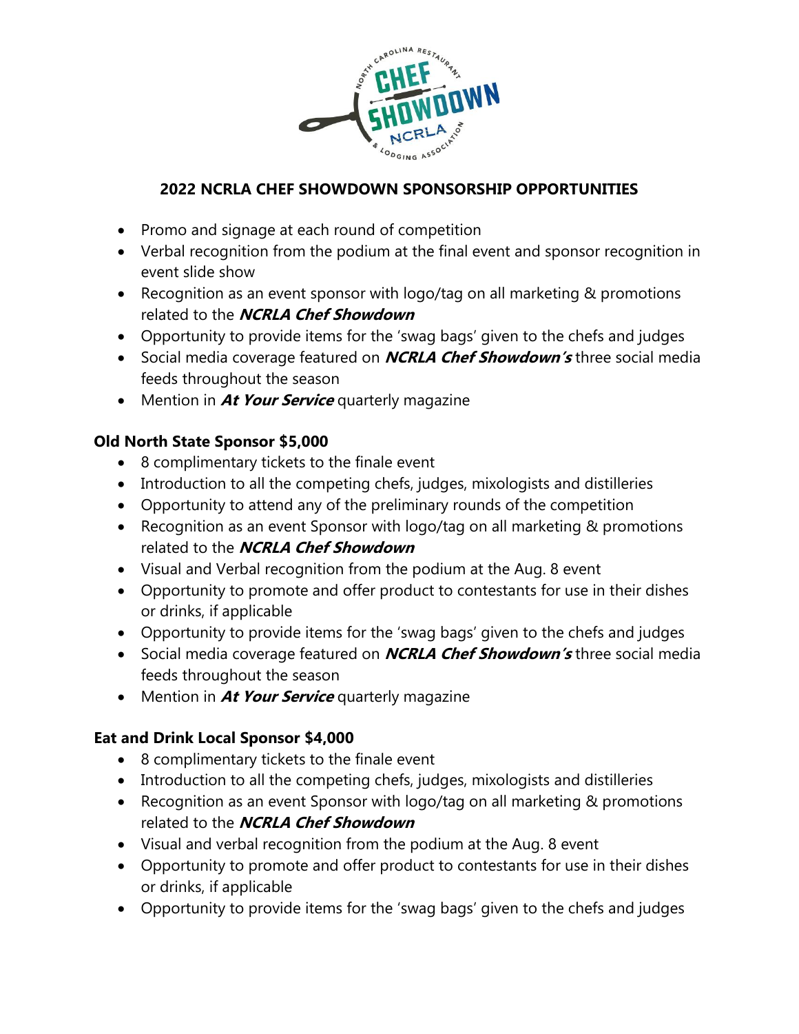## 2022 NCRLA CHEF SHOWDOWN SPONSORSHIP OPPORTUNITIES

- Promo and signage at each round of competition
- Verbal recognition from the podium at the final event and sponsor recognition in event slide show
- Recognition as an event sponsor with logo/tag on all marketing & promotions related to the ***NCRLA Chef Showdown***
- Opportunity to provide items for the 'swag bags' given to the chefs and judges
- Social media coverage featured on ***NCRLA Chef Showdown's*** three social media feeds throughout the season
- Mention in ***At Your Service*** quarterly magazine

### Old North State Sponsor $5,000

- 8 complimentary tickets to the finale event
- Introduction to all the competing chefs, judges, mixologists and distilleries
- Opportunity to attend any of the preliminary rounds of the competition
- Recognition as an event Sponsor with logo/tag on all marketing & promotions related to the ***NCRLA Chef Showdown***
- Visual and Verbal recognition from the podium at the Aug. 8 event
- Opportunity to promote and offer product to contestants for use in their dishes or drinks, if applicable
- Opportunity to provide items for the 'swag bags' given to the chefs and judges
- Social media coverage featured on ***NCRLA Chef Showdown's*** three social media feeds throughout the season
- Mention in ***At Your Service*** quarterly magazine

### Eat and Drink Local Sponsor $4,000

- 8 complimentary tickets to the finale event
- Introduction to all the competing chefs, judges, mixologists and distilleries
- Recognition as an event Sponsor with logo/tag on all marketing & promotions related to the ***NCRLA Chef Showdown***
- Visual and verbal recognition from the podium at the Aug. 8 event
- Opportunity to promote and offer product to contestants for use in their dishes or drinks, if applicable
- Opportunity to provide items for the 'swag bags' given to the chefs and judges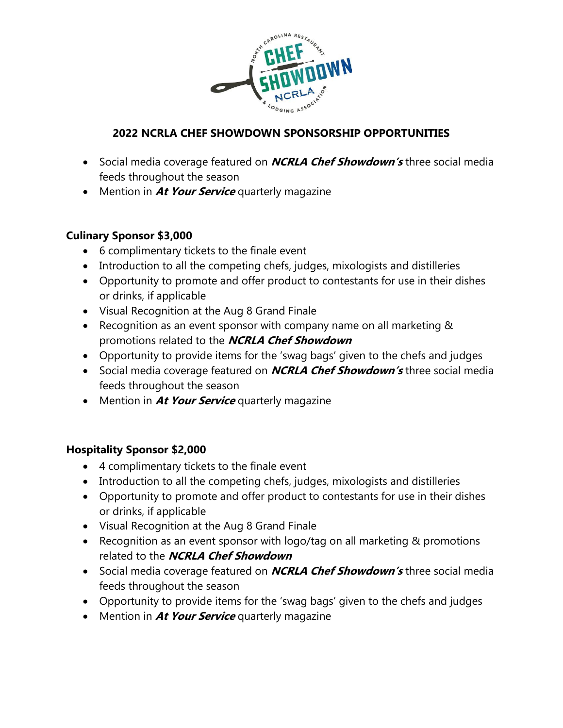## 2022 NCRLA CHEF SHOWDOWN SPONSORSHIP OPPORTUNITIES

- Social media coverage featured on ***NCRLA Chef Showdown's*** three social media feeds throughout the season
- Mention in ***At Your Service*** quarterly magazine

**Culinary Sponsor $3,000**

- 6 complimentary tickets to the finale event
- Introduction to all the competing chefs, judges, mixologists and distilleries
- Opportunity to promote and offer product to contestants for use in their dishes or drinks, if applicable
- Visual Recognition at the Aug 8 Grand Finale
- Recognition as an event sponsor with company name on all marketing & promotions related to the ***NCRLA Chef Showdown***
- Opportunity to provide items for the 'swag bags' given to the chefs and judges
- Social media coverage featured on ***NCRLA Chef Showdown's*** three social media feeds throughout the season
- Mention in ***At Your Service*** quarterly magazine

**Hospitality Sponsor $2,000**

- 4 complimentary tickets to the finale event
- Introduction to all the competing chefs, judges, mixologists and distilleries
- Opportunity to promote and offer product to contestants for use in their dishes or drinks, if applicable
- Visual Recognition at the Aug 8 Grand Finale
- Recognition as an event sponsor with logo/tag on all marketing & promotions related to the ***NCRLA Chef Showdown***
- Social media coverage featured on ***NCRLA Chef Showdown's*** three social media feeds throughout the season
- Opportunity to provide items for the 'swag bags' given to the chefs and judges
- Mention in ***At Your Service*** quarterly magazine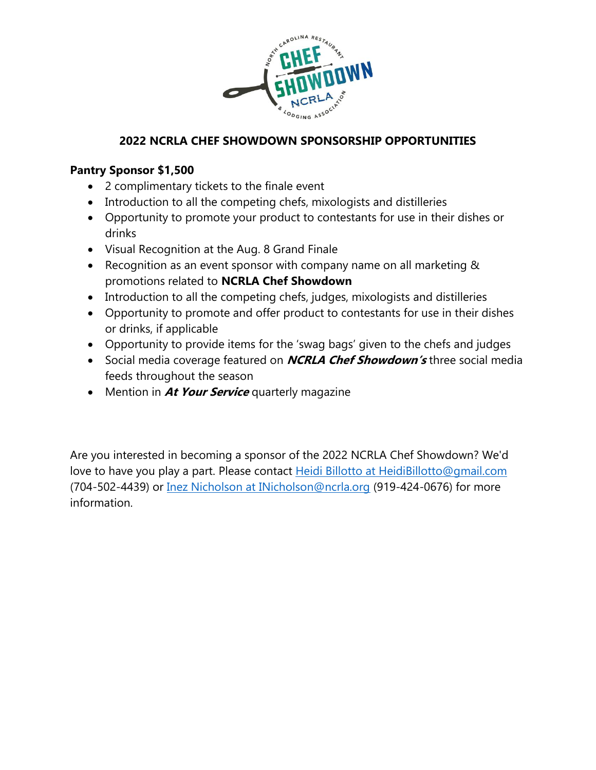## 2022 NCRLA CHEF SHOWDOWN SPONSORSHIP OPPORTUNITIES

**Pantry Sponsor $1,500**

- 2 complimentary tickets to the finale event
- Introduction to all the competing chefs, mixologists and distilleries
- Opportunity to promote your product to contestants for use in their dishes or drinks
- Visual Recognition at the Aug. 8 Grand Finale
- Recognition as an event sponsor with company name on all marketing & promotions related to **NCRLA Chef Showdown**
- Introduction to all the competing chefs, judges, mixologists and distilleries
- Opportunity to promote and offer product to contestants for use in their dishes or drinks, if applicable
- Opportunity to provide items for the 'swag bags' given to the chefs and judges
- Social media coverage featured on ***NCRLA Chef Showdown's*** three social media feeds throughout the season
- Mention in ***At Your Service*** quarterly magazine

Are you interested in becoming a sponsor of the 2022 NCRLA Chef Showdown? We'd love to have you play a part. Please contact Heidi Billotto at HeidiBillotto@gmail.com (704-502-4439) or Inez Nicholson at INicholson@ncrla.org (919-424-0676) for more information.